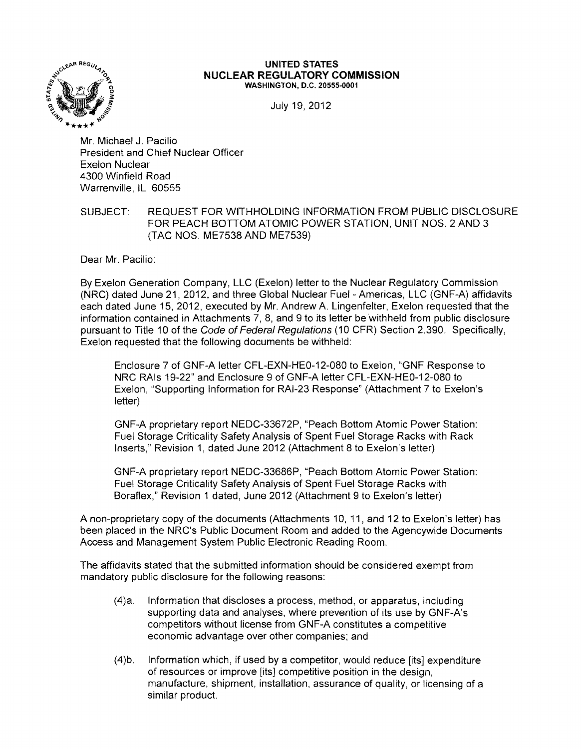# UNITED STATES
## NUCLEAR REGULATORY COMMISSION
WASHINGTON, D.C. 20555-0001

July 19, 2012

Mr. Michael J. Pacilio
President and Chief Nuclear Officer
Exelon Nuclear
4300 Winfield Road
Warrenville, IL 60555

SUBJECT: REQUEST FOR WITHHOLDING INFORMATION FROM PUBLIC DISCLOSURE FOR PEACH BOTTOM ATOMIC POWER STATION, UNIT NOS. 2 AND 3 (TAC NOS. ME7538 AND ME7539)

Dear Mr. Pacilio:

By Exelon Generation Company, LLC (Exelon) letter to the Nuclear Regulatory Commission (NRC) dated June 21, 2012, and three Global Nuclear Fuel - Americas, LLC (GNF-A) affidavits each dated June 15, 2012, executed by Mr. Andrew A. Lingenfelter, Exelon requested that the information contained in Attachments 7, 8, and 9 to its letter be withheld from public disclosure pursuant to Title 10 of the *Code of Federal Regulations* (10 CFR) Section 2.390. Specifically, Exelon requested that the following documents be withheld:

> Enclosure 7 of GNF-A letter CFL-EXN-HE0-12-080 to Exelon, "GNF Response to NRC RAIs 19-22" and Enclosure 9 of GNF-A letter CFL-EXN-HE0-12-080 to Exelon, "Supporting Information for RAI-23 Response" (Attachment 7 to Exelon's letter)
>
> GNF-A proprietary report NEDC-33672P, "Peach Bottom Atomic Power Station: Fuel Storage Criticality Safety Analysis of Spent Fuel Storage Racks with Rack Inserts," Revision 1, dated June 2012 (Attachment 8 to Exelon's letter)
>
> GNF-A proprietary report NEDC-33686P, "Peach Bottom Atomic Power Station: Fuel Storage Criticality Safety Analysis of Spent Fuel Storage Racks with Boraflex," Revision 1 dated, June 2012 (Attachment 9 to Exelon's letter)

A non-proprietary copy of the documents (Attachments 10, 11, and 12 to Exelon's letter) has been placed in the NRC's Public Document Room and added to the Agencywide Documents Access and Management System Public Electronic Reading Room.

The affidavits stated that the submitted information should be considered exempt from mandatory public disclosure for the following reasons:

> (4)a. Information that discloses a process, method, or apparatus, including supporting data and analyses, where prevention of its use by GNF-A's competitors without license from GNF-A constitutes a competitive economic advantage over other companies; and
>
> (4)b. Information which, if used by a competitor, would reduce [its] expenditure of resources or improve [its] competitive position in the design, manufacture, shipment, installation, assurance of quality, or licensing of a similar product.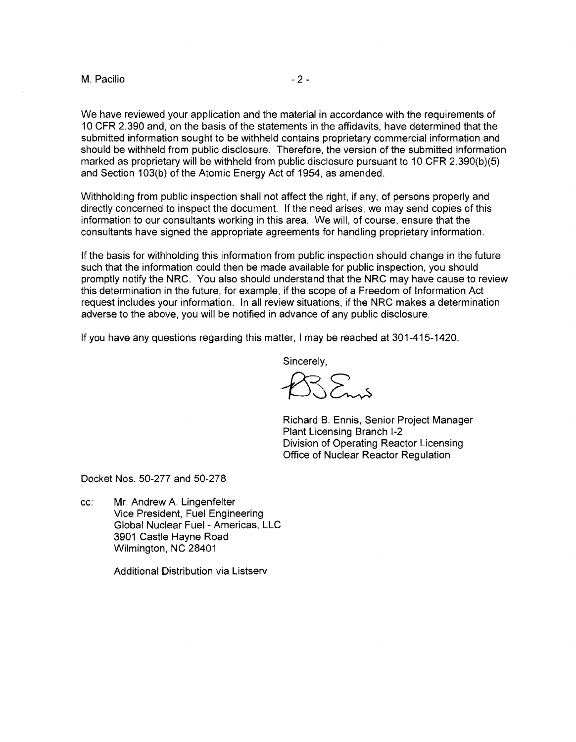We have reviewed your application and the material in accordance with the requirements of 10 CFR 2.390 and, on the basis of the statements in the affidavits, have determined that the submitted information sought to be withheld contains proprietary commercial information and should be withheld from public disclosure. Therefore, the version of the submitted information marked as proprietary will be withheld from public disclosure pursuant to 10 CFR 2.390(b)(5) and Section 103(b) of the Atomic Energy Act of 1954, as amended.

Withholding from public inspection shall not affect the right, if any, of persons properly and directly concerned to inspect the document. If the need arises, we may send copies of this information to our consultants working in this area. We will, of course, ensure that the consultants have signed the appropriate agreements for handling proprietary information.

If the basis for withholding this information from public inspection should change in the future such that the information could then be made available for public inspection, you should promptly notify the NRC. You also should understand that the NRC may have cause to review this determination in the future, for example, if the scope of a Freedom of Information Act request includes your information. In all review situations, if the NRC makes a determination adverse to the above, you will be notified in advance of any public disclosure.

If you have any questions regarding this matter, I may be reached at 301-415-1420.

Sincerely,

Richard B. Ennis, Senior Project Manager
Plant Licensing Branch I-2
Division of Operating Reactor Licensing
Office of Nuclear Reactor Regulation

Docket Nos. 50-277 and 50-278

cc: Mr. Andrew A. Lingenfelter
Vice President, Fuel Engineering
Global Nuclear Fuel - Americas, LLC
3901 Castle Hayne Road
Wilmington, NC 28401

Additional Distribution via Listserv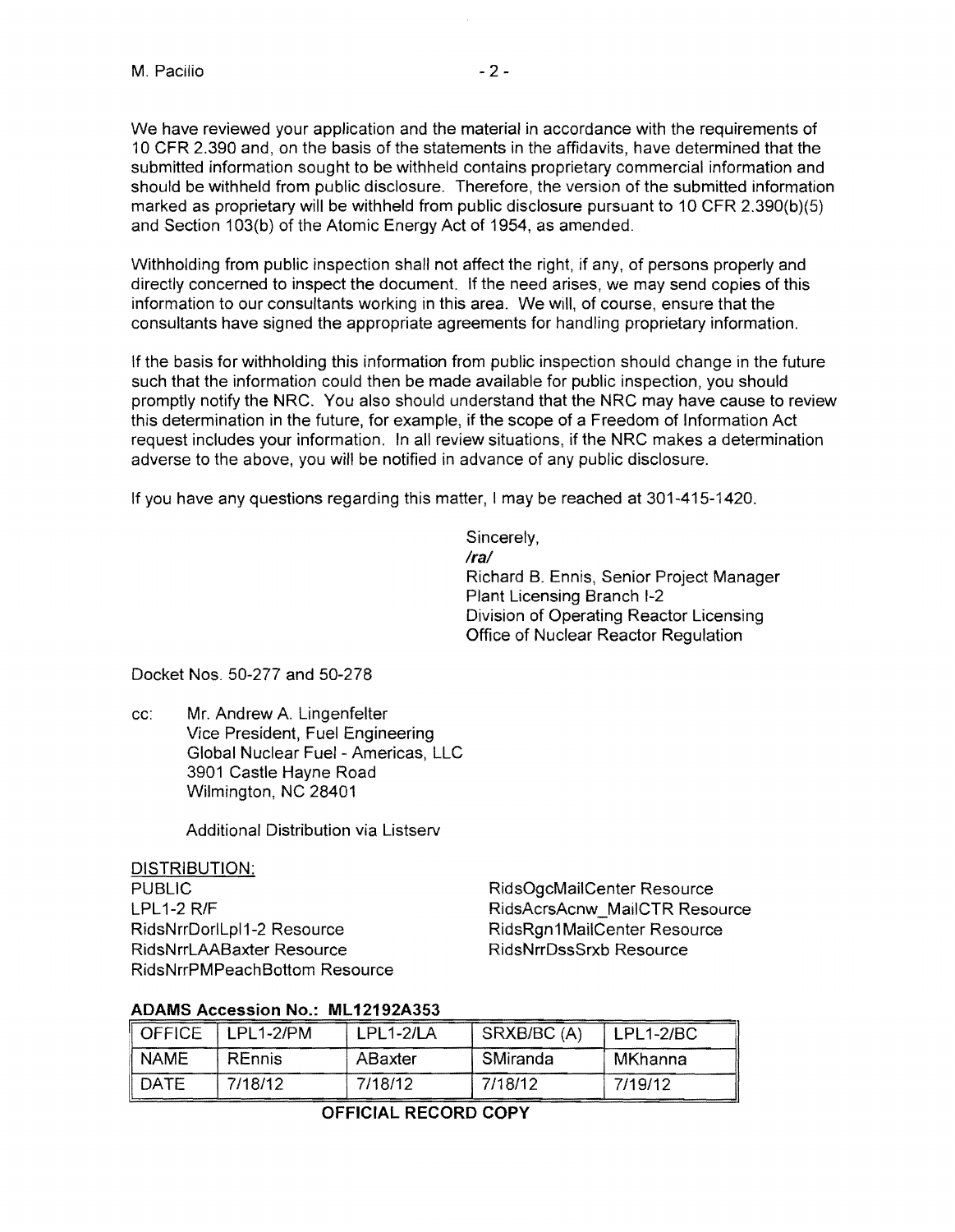We have reviewed your application and the material in accordance with the requirements of 10 CFR 2.390 and, on the basis of the statements in the affidavits, have determined that the submitted information sought to be withheld contains proprietary commercial information and should be withheld from public disclosure. Therefore, the version of the submitted information marked as proprietary will be withheld from public disclosure pursuant to 10 CFR 2.390(b)(5) and Section 103(b) of the Atomic Energy Act of 1954, as amended.

Withholding from public inspection shall not affect the right, if any, of persons properly and directly concerned to inspect the document. If the need arises, we may send copies of this information to our consultants working in this area. We will, of course, ensure that the consultants have signed the appropriate agreements for handling proprietary information.

If the basis for withholding this information from public inspection should change in the future such that the information could then be made available for public inspection, you should promptly notify the NRC. You also should understand that the NRC may have cause to review this determination in the future, for example, if the scope of a Freedom of Information Act request includes your information. In all review situations, if the NRC makes a determination adverse to the above, you will be notified in advance of any public disclosure.

If you have any questions regarding this matter, I may be reached at 301-415-1420.

Sincerely,
*/ra/*
Richard B. Ennis, Senior Project Manager
Plant Licensing Branch I-2
Division of Operating Reactor Licensing
Office of Nuclear Reactor Regulation

Docket Nos. 50-277 and 50-278

cc: Mr. Andrew A. Lingenfelter
Vice President, Fuel Engineering
Global Nuclear Fuel - Americas, LLC
3901 Castle Hayne Road
Wilmington, NC 28401

Additional Distribution via Listserv

DISTRIBUTION:
PUBLIC
LPL1-2 R/F
RidsNrrDorlLpl1-2 Resource
RidsNrrLAABaxter Resource
RidsNrrPMPeachBottom Resource
RidsOgcMailCenter Resource
RidsAcrsAcnw_MailCTR Resource
RidsRgn1MailCenter Resource
RidsNrrDssSrxb Resource

**ADAMS Accession No.: ML12192A353**

| OFFICE | LPL1-2/PM | LPL1-2/LA | SRXB/BC (A) | LPL1-2/BC |
|---|---|---|---|---|
| NAME | REnnis | ABaxter | SMiranda | MKhanna |
| DATE | 7/18/12 | 7/18/12 | 7/18/12 | 7/19/12 |

**OFFICIAL RECORD COPY**